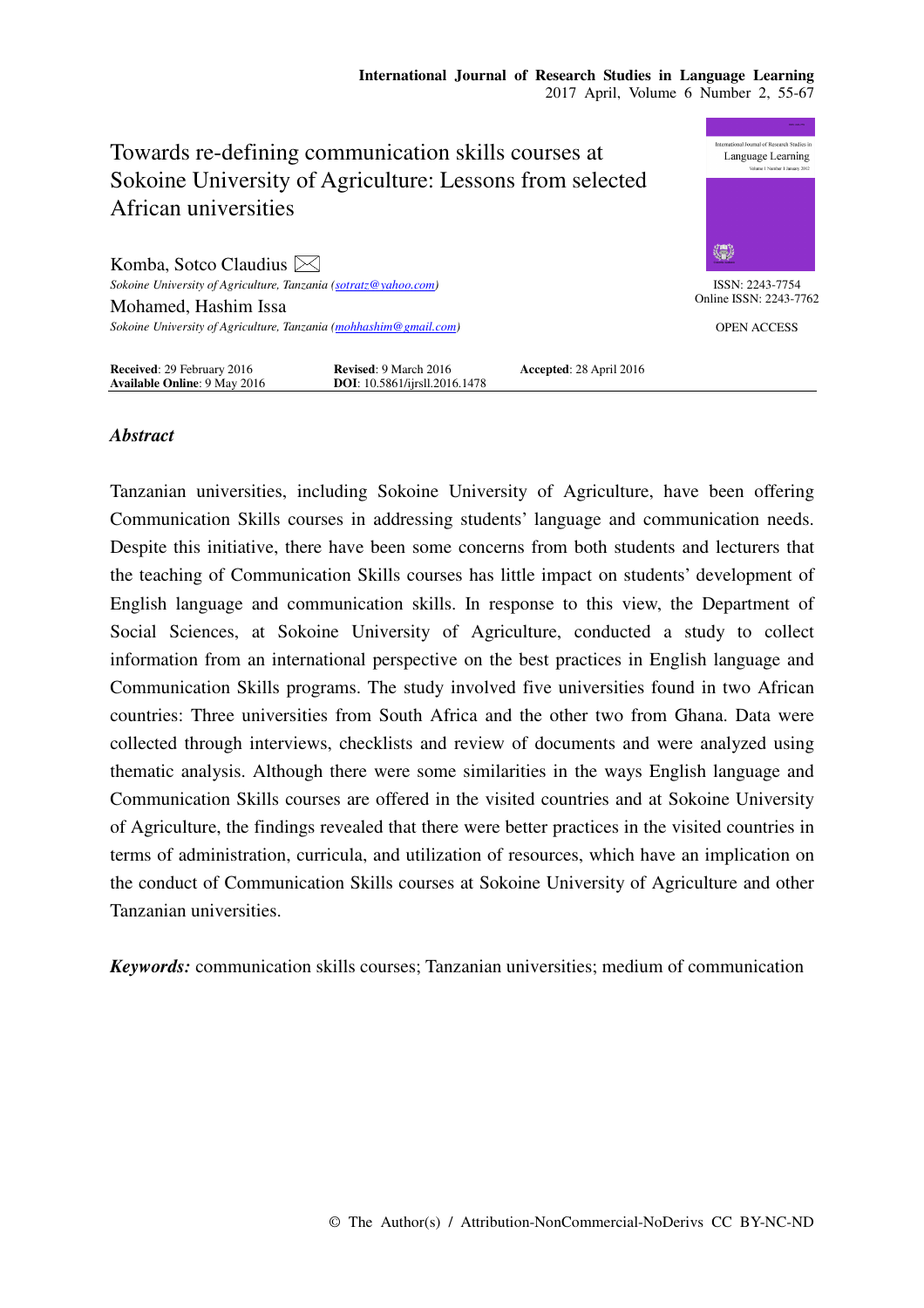# Towards re-defining communication skills courses at Sokoine University of Agriculture: Lessons from selected African universities

Komba, Sotco Claudius

*Sokoine University of Agriculture, Tanzania (sotratz@yahoo.com)*

Mohamed, Hashim Issa

*Sokoine University of Agriculture, Tanzania (mohhashim@gmail.com)*

ISSN: 2243-7754
Online ISSN: 2243-7762

OPEN ACCESS

**Received**: 29 February 2016 **Revised**: 9 March 2016 **Accepted**: 28 April 2016
**Available Online**: 9 May 2016 **DOI**: 10.5861/ijrsll.2016.1478

## *Abstract*

Tanzanian universities, including Sokoine University of Agriculture, have been offering Communication Skills courses in addressing students' language and communication needs. Despite this initiative, there have been some concerns from both students and lecturers that the teaching of Communication Skills courses has little impact on students' development of English language and communication skills. In response to this view, the Department of Social Sciences, at Sokoine University of Agriculture, conducted a study to collect information from an international perspective on the best practices in English language and Communication Skills programs. The study involved five universities found in two African countries: Three universities from South Africa and the other two from Ghana. Data were collected through interviews, checklists and review of documents and were analyzed using thematic analysis. Although there were some similarities in the ways English language and Communication Skills courses are offered in the visited countries and at Sokoine University of Agriculture, the findings revealed that there were better practices in the visited countries in terms of administration, curricula, and utilization of resources, which have an implication on the conduct of Communication Skills courses at Sokoine University of Agriculture and other Tanzanian universities.

***Keywords:*** communication skills courses; Tanzanian universities; medium of communication

© The Author(s) / Attribution-NonCommercial-NoDerivs CC BY-NC-ND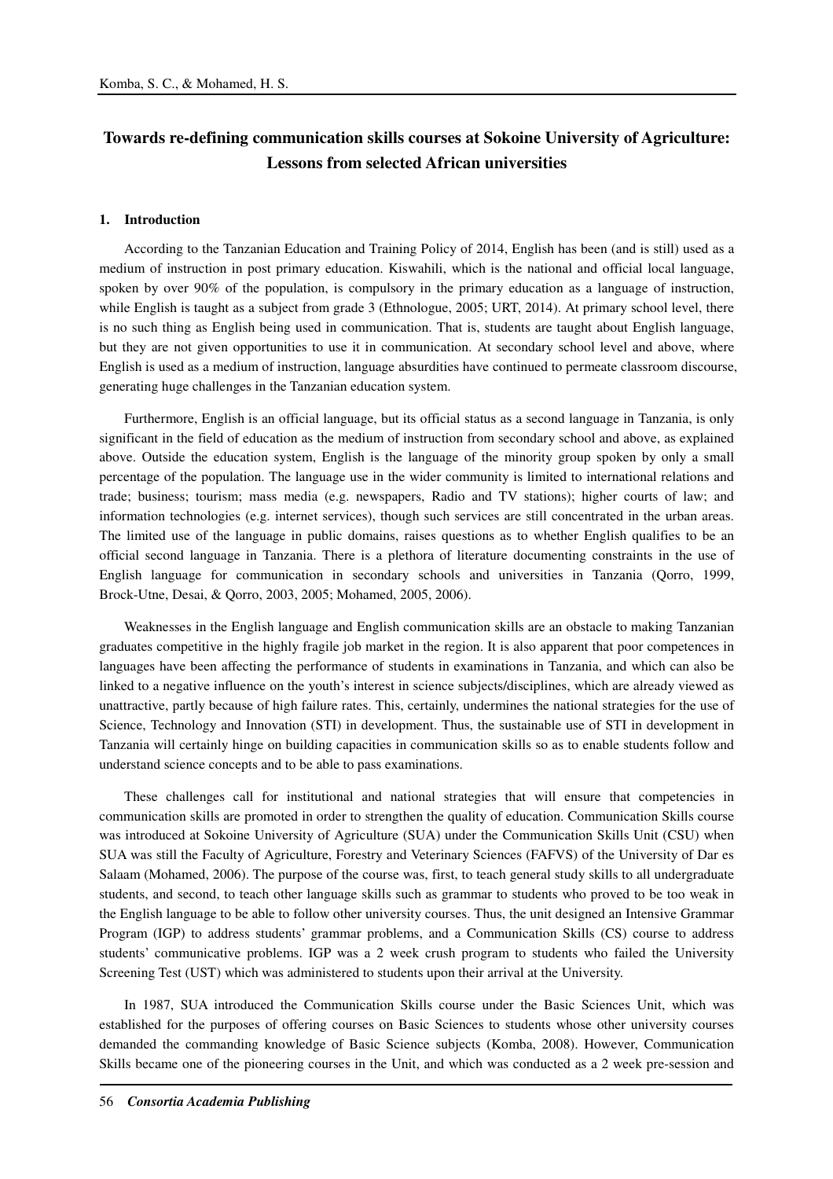# Towards re-defining communication skills courses at Sokoine University of Agriculture: Lessons from selected African universities

## 1. Introduction

According to the Tanzanian Education and Training Policy of 2014, English has been (and is still) used as a medium of instruction in post primary education. Kiswahili, which is the national and official local language, spoken by over 90% of the population, is compulsory in the primary education as a language of instruction, while English is taught as a subject from grade 3 (Ethnologue, 2005; URT, 2014). At primary school level, there is no such thing as English being used in communication. That is, students are taught about English language, but they are not given opportunities to use it in communication. At secondary school level and above, where English is used as a medium of instruction, language absurdities have continued to permeate classroom discourse, generating huge challenges in the Tanzanian education system.

Furthermore, English is an official language, but its official status as a second language in Tanzania, is only significant in the field of education as the medium of instruction from secondary school and above, as explained above. Outside the education system, English is the language of the minority group spoken by only a small percentage of the population. The language use in the wider community is limited to international relations and trade; business; tourism; mass media (e.g. newspapers, Radio and TV stations); higher courts of law; and information technologies (e.g. internet services), though such services are still concentrated in the urban areas. The limited use of the language in public domains, raises questions as to whether English qualifies to be an official second language in Tanzania. There is a plethora of literature documenting constraints in the use of English language for communication in secondary schools and universities in Tanzania (Qorro, 1999, Brock-Utne, Desai, & Qorro, 2003, 2005; Mohamed, 2005, 2006).

Weaknesses in the English language and English communication skills are an obstacle to making Tanzanian graduates competitive in the highly fragile job market in the region. It is also apparent that poor competences in languages have been affecting the performance of students in examinations in Tanzania, and which can also be linked to a negative influence on the youth's interest in science subjects/disciplines, which are already viewed as unattractive, partly because of high failure rates. This, certainly, undermines the national strategies for the use of Science, Technology and Innovation (STI) in development. Thus, the sustainable use of STI in development in Tanzania will certainly hinge on building capacities in communication skills so as to enable students follow and understand science concepts and to be able to pass examinations.

These challenges call for institutional and national strategies that will ensure that competencies in communication skills are promoted in order to strengthen the quality of education. Communication Skills course was introduced at Sokoine University of Agriculture (SUA) under the Communication Skills Unit (CSU) when SUA was still the Faculty of Agriculture, Forestry and Veterinary Sciences (FAFVS) of the University of Dar es Salaam (Mohamed, 2006). The purpose of the course was, first, to teach general study skills to all undergraduate students, and second, to teach other language skills such as grammar to students who proved to be too weak in the English language to be able to follow other university courses. Thus, the unit designed an Intensive Grammar Program (IGP) to address students' grammar problems, and a Communication Skills (CS) course to address students' communicative problems. IGP was a 2 week crush program to students who failed the University Screening Test (UST) which was administered to students upon their arrival at the University.

In 1987, SUA introduced the Communication Skills course under the Basic Sciences Unit, which was established for the purposes of offering courses on Basic Sciences to students whose other university courses demanded the commanding knowledge of Basic Science subjects (Komba, 2008). However, Communication Skills became one of the pioneering courses in the Unit, and which was conducted as a 2 week pre-session and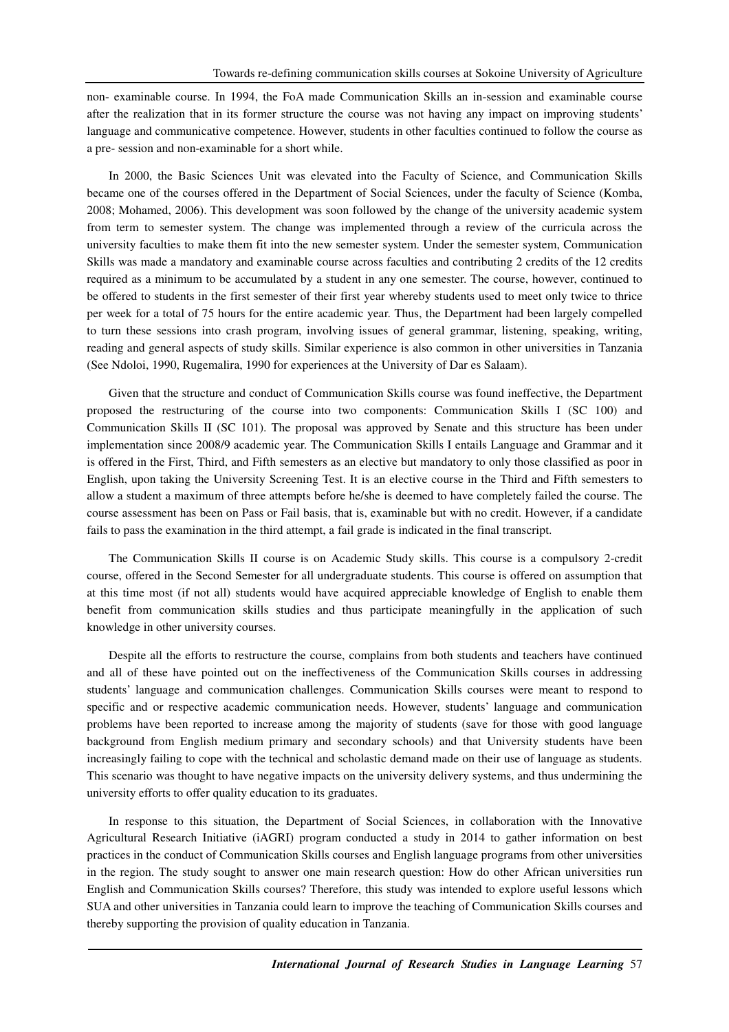non- examinable course. In 1994, the FoA made Communication Skills an in-session and examinable course after the realization that in its former structure the course was not having any impact on improving students' language and communicative competence. However, students in other faculties continued to follow the course as a pre- session and non-examinable for a short while.

In 2000, the Basic Sciences Unit was elevated into the Faculty of Science, and Communication Skills became one of the courses offered in the Department of Social Sciences, under the faculty of Science (Komba, 2008; Mohamed, 2006). This development was soon followed by the change of the university academic system from term to semester system. The change was implemented through a review of the curricula across the university faculties to make them fit into the new semester system. Under the semester system, Communication Skills was made a mandatory and examinable course across faculties and contributing 2 credits of the 12 credits required as a minimum to be accumulated by a student in any one semester. The course, however, continued to be offered to students in the first semester of their first year whereby students used to meet only twice to thrice per week for a total of 75 hours for the entire academic year. Thus, the Department had been largely compelled to turn these sessions into crash program, involving issues of general grammar, listening, speaking, writing, reading and general aspects of study skills. Similar experience is also common in other universities in Tanzania (See Ndoloi, 1990, Rugemalira, 1990 for experiences at the University of Dar es Salaam).

Given that the structure and conduct of Communication Skills course was found ineffective, the Department proposed the restructuring of the course into two components: Communication Skills I (SC 100) and Communication Skills II (SC 101). The proposal was approved by Senate and this structure has been under implementation since 2008/9 academic year. The Communication Skills I entails Language and Grammar and it is offered in the First, Third, and Fifth semesters as an elective but mandatory to only those classified as poor in English, upon taking the University Screening Test. It is an elective course in the Third and Fifth semesters to allow a student a maximum of three attempts before he/she is deemed to have completely failed the course. The course assessment has been on Pass or Fail basis, that is, examinable but with no credit. However, if a candidate fails to pass the examination in the third attempt, a fail grade is indicated in the final transcript.

The Communication Skills II course is on Academic Study skills. This course is a compulsory 2-credit course, offered in the Second Semester for all undergraduate students. This course is offered on assumption that at this time most (if not all) students would have acquired appreciable knowledge of English to enable them benefit from communication skills studies and thus participate meaningfully in the application of such knowledge in other university courses.

Despite all the efforts to restructure the course, complains from both students and teachers have continued and all of these have pointed out on the ineffectiveness of the Communication Skills courses in addressing students' language and communication challenges. Communication Skills courses were meant to respond to specific and or respective academic communication needs. However, students' language and communication problems have been reported to increase among the majority of students (save for those with good language background from English medium primary and secondary schools) and that University students have been increasingly failing to cope with the technical and scholastic demand made on their use of language as students. This scenario was thought to have negative impacts on the university delivery systems, and thus undermining the university efforts to offer quality education to its graduates.

In response to this situation, the Department of Social Sciences, in collaboration with the Innovative Agricultural Research Initiative (iAGRI) program conducted a study in 2014 to gather information on best practices in the conduct of Communication Skills courses and English language programs from other universities in the region. The study sought to answer one main research question: How do other African universities run English and Communication Skills courses? Therefore, this study was intended to explore useful lessons which SUA and other universities in Tanzania could learn to improve the teaching of Communication Skills courses and thereby supporting the provision of quality education in Tanzania.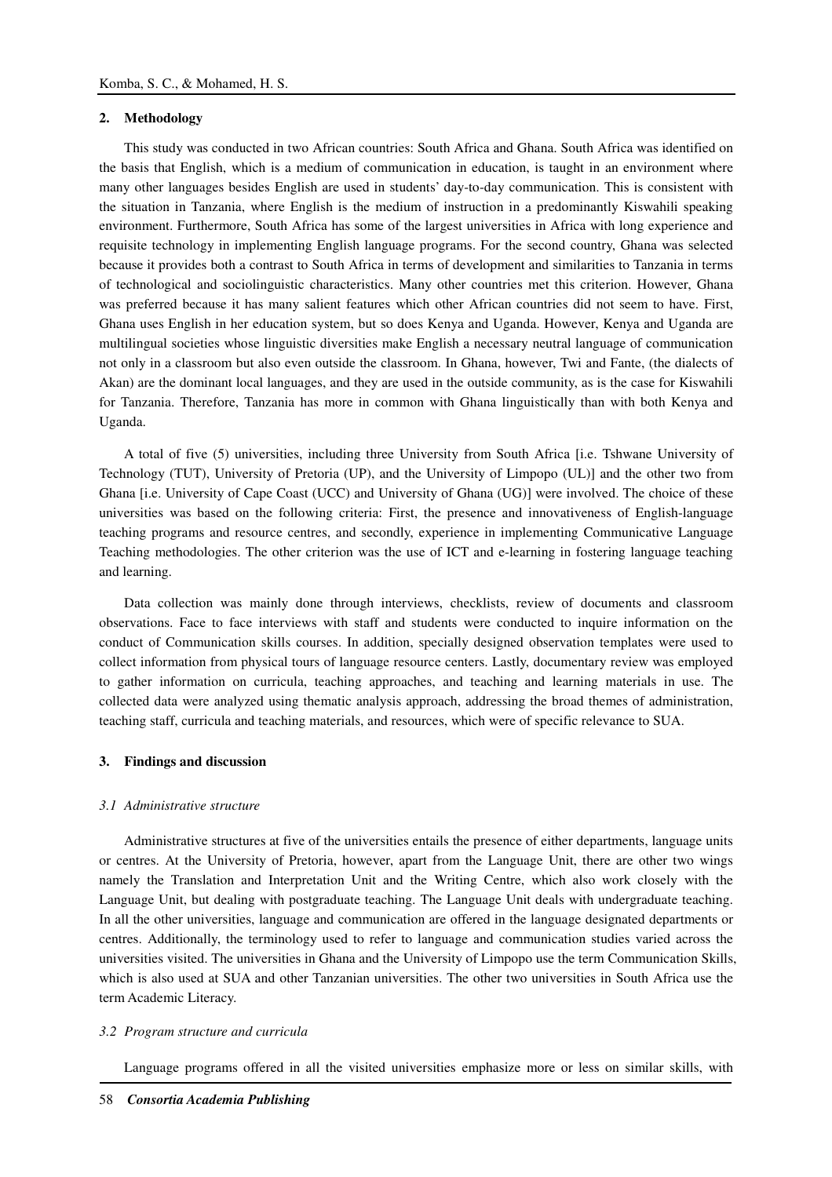## 2. Methodology

This study was conducted in two African countries: South Africa and Ghana. South Africa was identified on the basis that English, which is a medium of communication in education, is taught in an environment where many other languages besides English are used in students' day-to-day communication. This is consistent with the situation in Tanzania, where English is the medium of instruction in a predominantly Kiswahili speaking environment. Furthermore, South Africa has some of the largest universities in Africa with long experience and requisite technology in implementing English language programs. For the second country, Ghana was selected because it provides both a contrast to South Africa in terms of development and similarities to Tanzania in terms of technological and sociolinguistic characteristics. Many other countries met this criterion. However, Ghana was preferred because it has many salient features which other African countries did not seem to have. First, Ghana uses English in her education system, but so does Kenya and Uganda. However, Kenya and Uganda are multilingual societies whose linguistic diversities make English a necessary neutral language of communication not only in a classroom but also even outside the classroom. In Ghana, however, Twi and Fante, (the dialects of Akan) are the dominant local languages, and they are used in the outside community, as is the case for Kiswahili for Tanzania. Therefore, Tanzania has more in common with Ghana linguistically than with both Kenya and Uganda.

A total of five (5) universities, including three University from South Africa [i.e. Tshwane University of Technology (TUT), University of Pretoria (UP), and the University of Limpopo (UL)] and the other two from Ghana [i.e. University of Cape Coast (UCC) and University of Ghana (UG)] were involved. The choice of these universities was based on the following criteria: First, the presence and innovativeness of English-language teaching programs and resource centres, and secondly, experience in implementing Communicative Language Teaching methodologies. The other criterion was the use of ICT and e-learning in fostering language teaching and learning.

Data collection was mainly done through interviews, checklists, review of documents and classroom observations. Face to face interviews with staff and students were conducted to inquire information on the conduct of Communication skills courses. In addition, specially designed observation templates were used to collect information from physical tours of language resource centers. Lastly, documentary review was employed to gather information on curricula, teaching approaches, and teaching and learning materials in use. The collected data were analyzed using thematic analysis approach, addressing the broad themes of administration, teaching staff, curricula and teaching materials, and resources, which were of specific relevance to SUA.

## 3. Findings and discussion

### *3.1 Administrative structure*

Administrative structures at five of the universities entails the presence of either departments, language units or centres. At the University of Pretoria, however, apart from the Language Unit, there are other two wings namely the Translation and Interpretation Unit and the Writing Centre, which also work closely with the Language Unit, but dealing with postgraduate teaching. The Language Unit deals with undergraduate teaching. In all the other universities, language and communication are offered in the language designated departments or centres. Additionally, the terminology used to refer to language and communication studies varied across the universities visited. The universities in Ghana and the University of Limpopo use the term Communication Skills, which is also used at SUA and other Tanzanian universities. The other two universities in South Africa use the term Academic Literacy.

### *3.2 Program structure and curricula*

Language programs offered in all the visited universities emphasize more or less on similar skills, with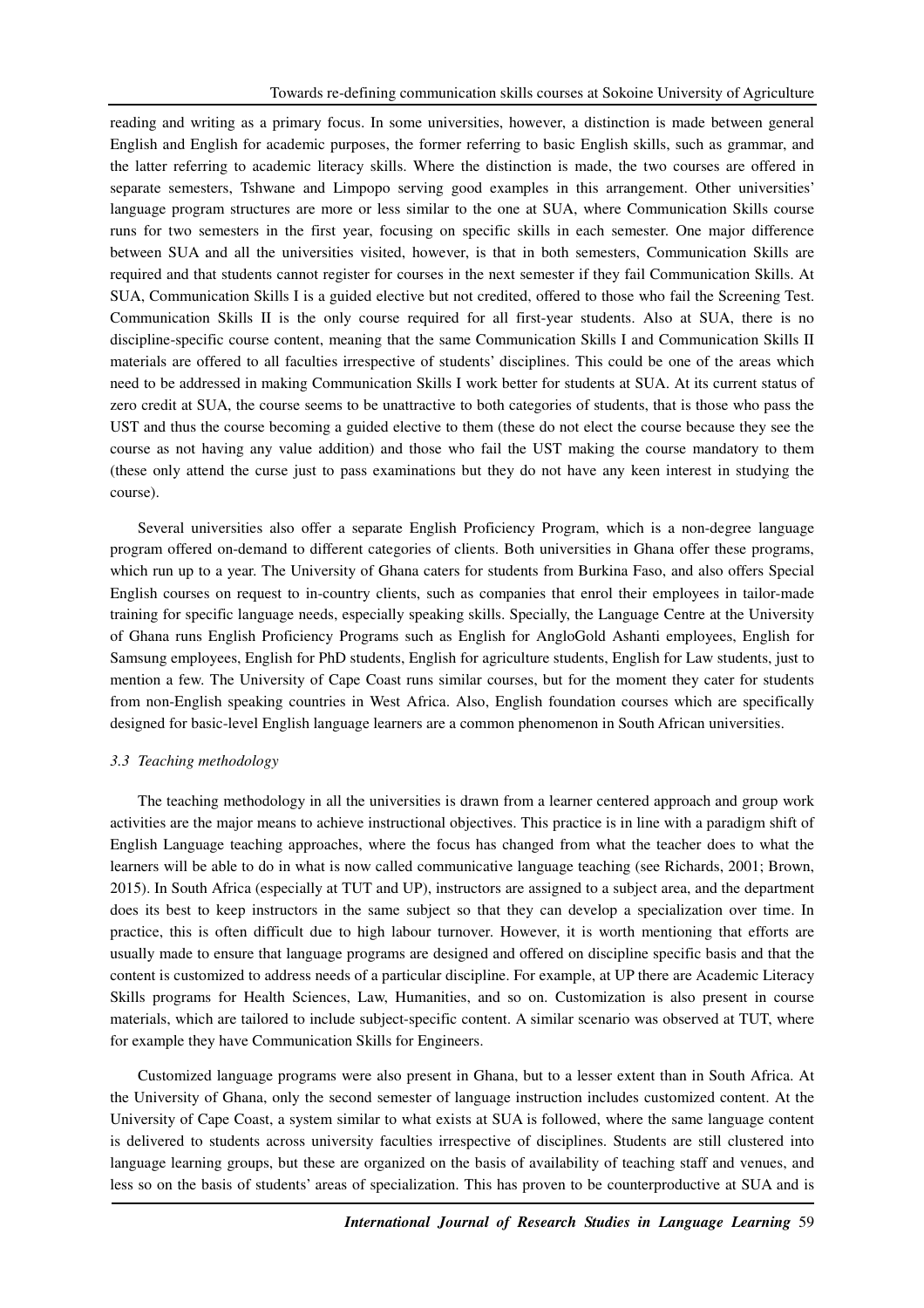reading and writing as a primary focus. In some universities, however, a distinction is made between general English and English for academic purposes, the former referring to basic English skills, such as grammar, and the latter referring to academic literacy skills. Where the distinction is made, the two courses are offered in separate semesters, Tshwane and Limpopo serving good examples in this arrangement. Other universities' language program structures are more or less similar to the one at SUA, where Communication Skills course runs for two semesters in the first year, focusing on specific skills in each semester. One major difference between SUA and all the universities visited, however, is that in both semesters, Communication Skills are required and that students cannot register for courses in the next semester if they fail Communication Skills. At SUA, Communication Skills I is a guided elective but not credited, offered to those who fail the Screening Test. Communication Skills II is the only course required for all first-year students. Also at SUA, there is no discipline-specific course content, meaning that the same Communication Skills I and Communication Skills II materials are offered to all faculties irrespective of students' disciplines. This could be one of the areas which need to be addressed in making Communication Skills I work better for students at SUA. At its current status of zero credit at SUA, the course seems to be unattractive to both categories of students, that is those who pass the UST and thus the course becoming a guided elective to them (these do not elect the course because they see the course as not having any value addition) and those who fail the UST making the course mandatory to them (these only attend the curse just to pass examinations but they do not have any keen interest in studying the course).

Several universities also offer a separate English Proficiency Program, which is a non-degree language program offered on-demand to different categories of clients. Both universities in Ghana offer these programs, which run up to a year. The University of Ghana caters for students from Burkina Faso, and also offers Special English courses on request to in-country clients, such as companies that enrol their employees in tailor-made training for specific language needs, especially speaking skills. Specially, the Language Centre at the University of Ghana runs English Proficiency Programs such as English for AngloGold Ashanti employees, English for Samsung employees, English for PhD students, English for agriculture students, English for Law students, just to mention a few. The University of Cape Coast runs similar courses, but for the moment they cater for students from non-English speaking countries in West Africa. Also, English foundation courses which are specifically designed for basic-level English language learners are a common phenomenon in South African universities.

### *3.3 Teaching methodology*

The teaching methodology in all the universities is drawn from a learner centered approach and group work activities are the major means to achieve instructional objectives. This practice is in line with a paradigm shift of English Language teaching approaches, where the focus has changed from what the teacher does to what the learners will be able to do in what is now called communicative language teaching (see Richards, 2001; Brown, 2015). In South Africa (especially at TUT and UP), instructors are assigned to a subject area, and the department does its best to keep instructors in the same subject so that they can develop a specialization over time. In practice, this is often difficult due to high labour turnover. However, it is worth mentioning that efforts are usually made to ensure that language programs are designed and offered on discipline specific basis and that the content is customized to address needs of a particular discipline. For example, at UP there are Academic Literacy Skills programs for Health Sciences, Law, Humanities, and so on. Customization is also present in course materials, which are tailored to include subject-specific content. A similar scenario was observed at TUT, where for example they have Communication Skills for Engineers.

Customized language programs were also present in Ghana, but to a lesser extent than in South Africa. At the University of Ghana, only the second semester of language instruction includes customized content. At the University of Cape Coast, a system similar to what exists at SUA is followed, where the same language content is delivered to students across university faculties irrespective of disciplines. Students are still clustered into language learning groups, but these are organized on the basis of availability of teaching staff and venues, and less so on the basis of students' areas of specialization. This has proven to be counterproductive at SUA and is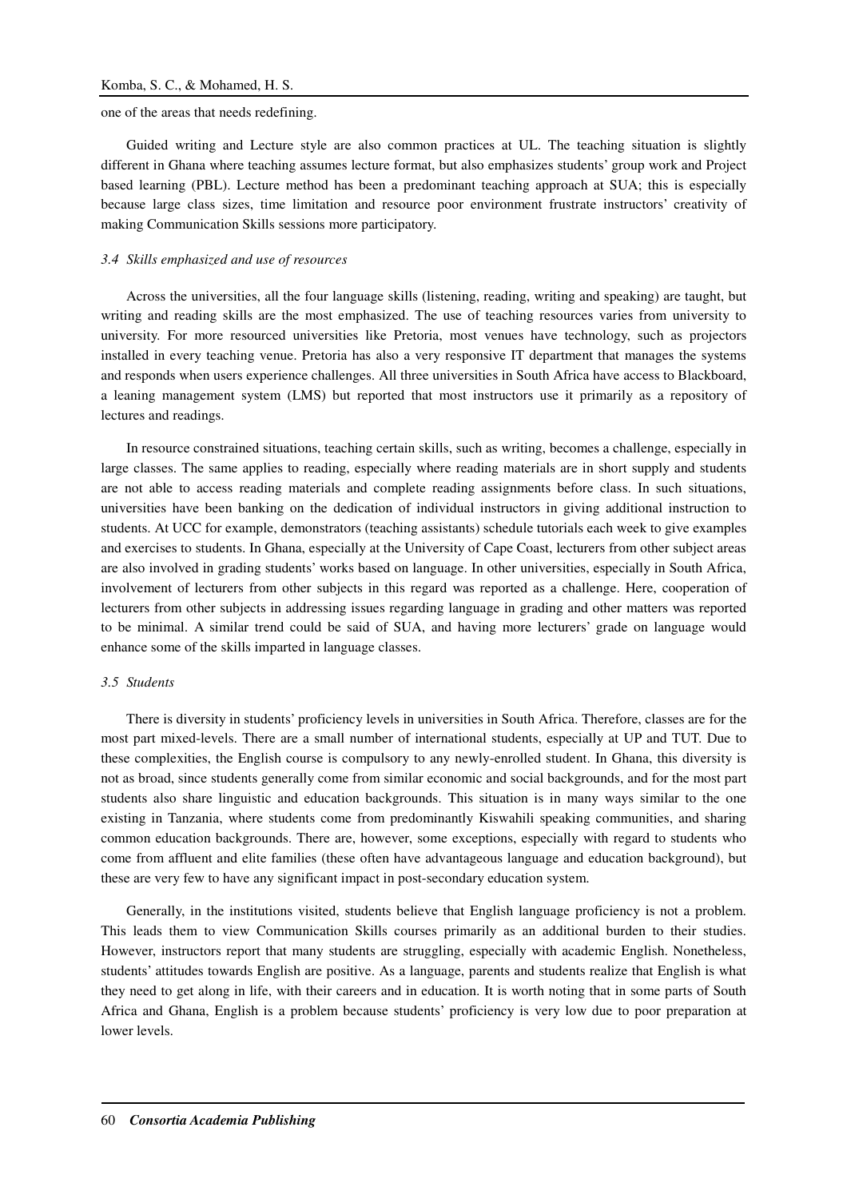one of the areas that needs redefining.

Guided writing and Lecture style are also common practices at UL. The teaching situation is slightly different in Ghana where teaching assumes lecture format, but also emphasizes students' group work and Project based learning (PBL). Lecture method has been a predominant teaching approach at SUA; this is especially because large class sizes, time limitation and resource poor environment frustrate instructors' creativity of making Communication Skills sessions more participatory.

### *3.4 Skills emphasized and use of resources*

Across the universities, all the four language skills (listening, reading, writing and speaking) are taught, but writing and reading skills are the most emphasized. The use of teaching resources varies from university to university. For more resourced universities like Pretoria, most venues have technology, such as projectors installed in every teaching venue. Pretoria has also a very responsive IT department that manages the systems and responds when users experience challenges. All three universities in South Africa have access to Blackboard, a leaning management system (LMS) but reported that most instructors use it primarily as a repository of lectures and readings.

In resource constrained situations, teaching certain skills, such as writing, becomes a challenge, especially in large classes. The same applies to reading, especially where reading materials are in short supply and students are not able to access reading materials and complete reading assignments before class. In such situations, universities have been banking on the dedication of individual instructors in giving additional instruction to students. At UCC for example, demonstrators (teaching assistants) schedule tutorials each week to give examples and exercises to students. In Ghana, especially at the University of Cape Coast, lecturers from other subject areas are also involved in grading students' works based on language. In other universities, especially in South Africa, involvement of lecturers from other subjects in this regard was reported as a challenge. Here, cooperation of lecturers from other subjects in addressing issues regarding language in grading and other matters was reported to be minimal. A similar trend could be said of SUA, and having more lecturers' grade on language would enhance some of the skills imparted in language classes.

### *3.5 Students*

There is diversity in students' proficiency levels in universities in South Africa. Therefore, classes are for the most part mixed-levels. There are a small number of international students, especially at UP and TUT. Due to these complexities, the English course is compulsory to any newly-enrolled student. In Ghana, this diversity is not as broad, since students generally come from similar economic and social backgrounds, and for the most part students also share linguistic and education backgrounds. This situation is in many ways similar to the one existing in Tanzania, where students come from predominantly Kiswahili speaking communities, and sharing common education backgrounds. There are, however, some exceptions, especially with regard to students who come from affluent and elite families (these often have advantageous language and education background), but these are very few to have any significant impact in post-secondary education system.

Generally, in the institutions visited, students believe that English language proficiency is not a problem. This leads them to view Communication Skills courses primarily as an additional burden to their studies. However, instructors report that many students are struggling, especially with academic English. Nonetheless, students' attitudes towards English are positive. As a language, parents and students realize that English is what they need to get along in life, with their careers and in education. It is worth noting that in some parts of South Africa and Ghana, English is a problem because students' proficiency is very low due to poor preparation at lower levels.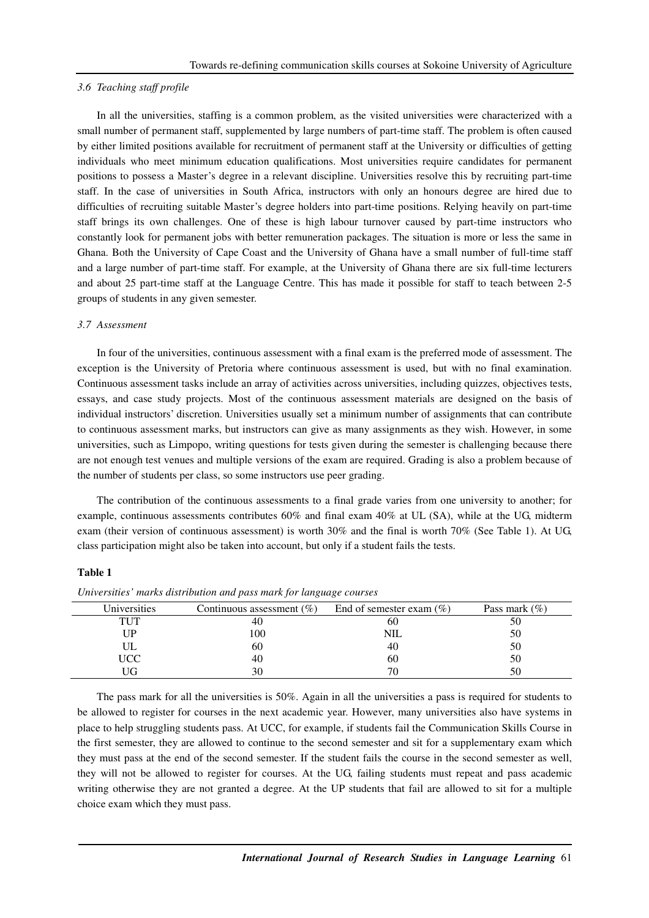### *3.6 Teaching staff profile*

In all the universities, staffing is a common problem, as the visited universities were characterized with a small number of permanent staff, supplemented by large numbers of part-time staff. The problem is often caused by either limited positions available for recruitment of permanent staff at the University or difficulties of getting individuals who meet minimum education qualifications. Most universities require candidates for permanent positions to possess a Master's degree in a relevant discipline. Universities resolve this by recruiting part-time staff. In the case of universities in South Africa, instructors with only an honours degree are hired due to difficulties of recruiting suitable Master's degree holders into part-time positions. Relying heavily on part-time staff brings its own challenges. One of these is high labour turnover caused by part-time instructors who constantly look for permanent jobs with better remuneration packages. The situation is more or less the same in Ghana. Both the University of Cape Coast and the University of Ghana have a small number of full-time staff and a large number of part-time staff. For example, at the University of Ghana there are six full-time lecturers and about 25 part-time staff at the Language Centre. This has made it possible for staff to teach between 2-5 groups of students in any given semester.

### *3.7 Assessment*

In four of the universities, continuous assessment with a final exam is the preferred mode of assessment. The exception is the University of Pretoria where continuous assessment is used, but with no final examination. Continuous assessment tasks include an array of activities across universities, including quizzes, objectives tests, essays, and case study projects. Most of the continuous assessment materials are designed on the basis of individual instructors' discretion. Universities usually set a minimum number of assignments that can contribute to continuous assessment marks, but instructors can give as many assignments as they wish. However, in some universities, such as Limpopo, writing questions for tests given during the semester is challenging because there are not enough test venues and multiple versions of the exam are required. Grading is also a problem because of the number of students per class, so some instructors use peer grading.

The contribution of the continuous assessments to a final grade varies from one university to another; for example, continuous assessments contributes 60% and final exam 40% at UL (SA), while at the UG, midterm exam (their version of continuous assessment) is worth 30% and the final is worth 70% (See Table 1). At UG, class participation might also be taken into account, but only if a student fails the tests.

**Table 1**

*Universities' marks distribution and pass mark for language courses*

| Universities | Continuous assessment (%) | End of semester exam (%) | Pass mark (%) |
|---|---|---|---|
| TUT | 40 | 60 | 50 |
| UP | 100 | NIL | 50 |
| UL | 60 | 40 | 50 |
| UCC | 40 | 60 | 50 |
| UG | 30 | 70 | 50 |

The pass mark for all the universities is 50%. Again in all the universities a pass is required for students to be allowed to register for courses in the next academic year. However, many universities also have systems in place to help struggling students pass. At UCC, for example, if students fail the Communication Skills Course in the first semester, they are allowed to continue to the second semester and sit for a supplementary exam which they must pass at the end of the second semester. If the student fails the course in the second semester as well, they will not be allowed to register for courses. At the UG, failing students must repeat and pass academic writing otherwise they are not granted a degree. At the UP students that fail are allowed to sit for a multiple choice exam which they must pass.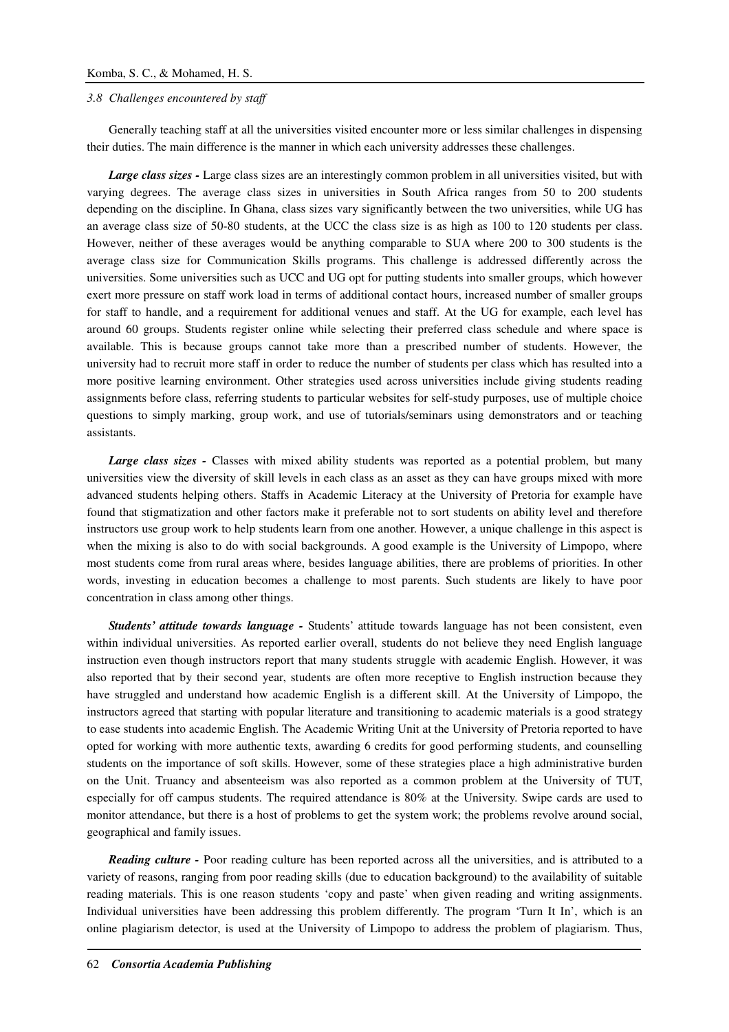*3.8 Challenges encountered by staff*

Generally teaching staff at all the universities visited encounter more or less similar challenges in dispensing their duties. The main difference is the manner in which each university addresses these challenges.

***Large class sizes -*** Large class sizes are an interestingly common problem in all universities visited, but with varying degrees. The average class sizes in universities in South Africa ranges from 50 to 200 students depending on the discipline. In Ghana, class sizes vary significantly between the two universities, while UG has an average class size of 50-80 students, at the UCC the class size is as high as 100 to 120 students per class. However, neither of these averages would be anything comparable to SUA where 200 to 300 students is the average class size for Communication Skills programs. This challenge is addressed differently across the universities. Some universities such as UCC and UG opt for putting students into smaller groups, which however exert more pressure on staff work load in terms of additional contact hours, increased number of smaller groups for staff to handle, and a requirement for additional venues and staff. At the UG for example, each level has around 60 groups. Students register online while selecting their preferred class schedule and where space is available. This is because groups cannot take more than a prescribed number of students. However, the university had to recruit more staff in order to reduce the number of students per class which has resulted into a more positive learning environment. Other strategies used across universities include giving students reading assignments before class, referring students to particular websites for self-study purposes, use of multiple choice questions to simply marking, group work, and use of tutorials/seminars using demonstrators and or teaching assistants.

***Large class sizes -*** Classes with mixed ability students was reported as a potential problem, but many universities view the diversity of skill levels in each class as an asset as they can have groups mixed with more advanced students helping others. Staffs in Academic Literacy at the University of Pretoria for example have found that stigmatization and other factors make it preferable not to sort students on ability level and therefore instructors use group work to help students learn from one another. However, a unique challenge in this aspect is when the mixing is also to do with social backgrounds. A good example is the University of Limpopo, where most students come from rural areas where, besides language abilities, there are problems of priorities. In other words, investing in education becomes a challenge to most parents. Such students are likely to have poor concentration in class among other things.

***Students' attitude towards language -*** Students' attitude towards language has not been consistent, even within individual universities. As reported earlier overall, students do not believe they need English language instruction even though instructors report that many students struggle with academic English. However, it was also reported that by their second year, students are often more receptive to English instruction because they have struggled and understand how academic English is a different skill. At the University of Limpopo, the instructors agreed that starting with popular literature and transitioning to academic materials is a good strategy to ease students into academic English. The Academic Writing Unit at the University of Pretoria reported to have opted for working with more authentic texts, awarding 6 credits for good performing students, and counselling students on the importance of soft skills. However, some of these strategies place a high administrative burden on the Unit. Truancy and absenteeism was also reported as a common problem at the University of TUT, especially for off campus students. The required attendance is 80% at the University. Swipe cards are used to monitor attendance, but there is a host of problems to get the system work; the problems revolve around social, geographical and family issues.

***Reading culture -*** Poor reading culture has been reported across all the universities, and is attributed to a variety of reasons, ranging from poor reading skills (due to education background) to the availability of suitable reading materials. This is one reason students 'copy and paste' when given reading and writing assignments. Individual universities have been addressing this problem differently. The program 'Turn It In', which is an online plagiarism detector, is used at the University of Limpopo to address the problem of plagiarism. Thus,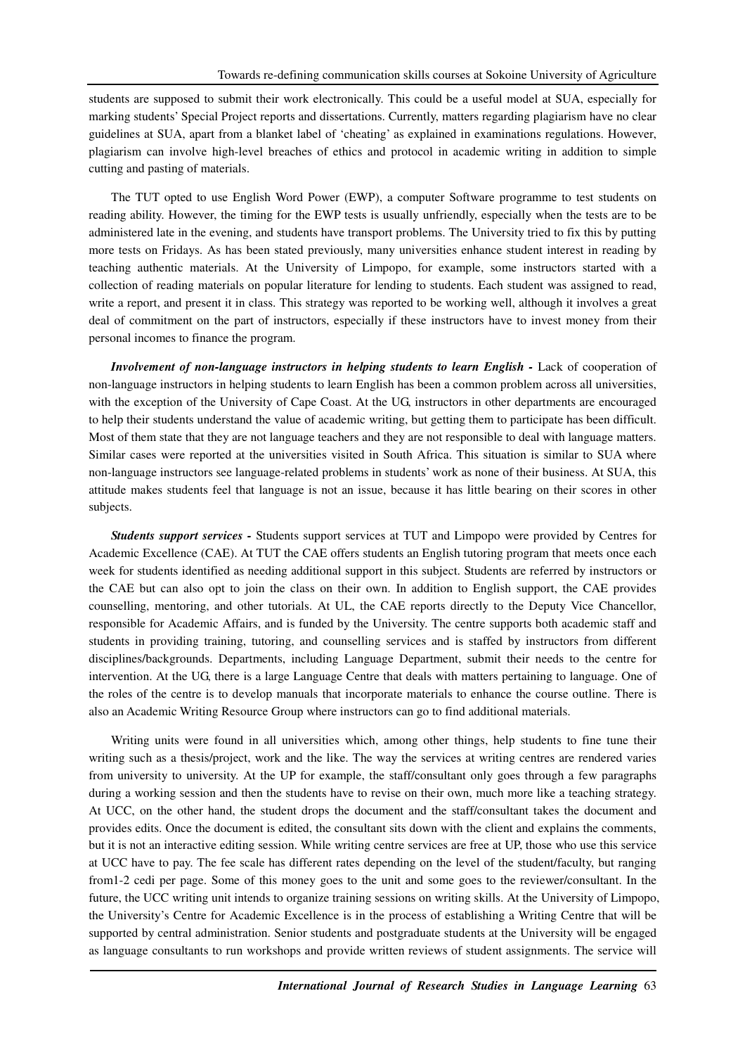students are supposed to submit their work electronically. This could be a useful model at SUA, especially for marking students' Special Project reports and dissertations. Currently, matters regarding plagiarism have no clear guidelines at SUA, apart from a blanket label of 'cheating' as explained in examinations regulations. However, plagiarism can involve high-level breaches of ethics and protocol in academic writing in addition to simple cutting and pasting of materials.

The TUT opted to use English Word Power (EWP), a computer Software programme to test students on reading ability. However, the timing for the EWP tests is usually unfriendly, especially when the tests are to be administered late in the evening, and students have transport problems. The University tried to fix this by putting more tests on Fridays. As has been stated previously, many universities enhance student interest in reading by teaching authentic materials. At the University of Limpopo, for example, some instructors started with a collection of reading materials on popular literature for lending to students. Each student was assigned to read, write a report, and present it in class. This strategy was reported to be working well, although it involves a great deal of commitment on the part of instructors, especially if these instructors have to invest money from their personal incomes to finance the program.

***Involvement of non-language instructors in helping students to learn English -*** Lack of cooperation of non-language instructors in helping students to learn English has been a common problem across all universities, with the exception of the University of Cape Coast. At the UG, instructors in other departments are encouraged to help their students understand the value of academic writing, but getting them to participate has been difficult. Most of them state that they are not language teachers and they are not responsible to deal with language matters. Similar cases were reported at the universities visited in South Africa. This situation is similar to SUA where non-language instructors see language-related problems in students' work as none of their business. At SUA, this attitude makes students feel that language is not an issue, because it has little bearing on their scores in other subjects.

***Students support services -*** Students support services at TUT and Limpopo were provided by Centres for Academic Excellence (CAE). At TUT the CAE offers students an English tutoring program that meets once each week for students identified as needing additional support in this subject. Students are referred by instructors or the CAE but can also opt to join the class on their own. In addition to English support, the CAE provides counselling, mentoring, and other tutorials. At UL, the CAE reports directly to the Deputy Vice Chancellor, responsible for Academic Affairs, and is funded by the University. The centre supports both academic staff and students in providing training, tutoring, and counselling services and is staffed by instructors from different disciplines/backgrounds. Departments, including Language Department, submit their needs to the centre for intervention. At the UG, there is a large Language Centre that deals with matters pertaining to language. One of the roles of the centre is to develop manuals that incorporate materials to enhance the course outline. There is also an Academic Writing Resource Group where instructors can go to find additional materials.

Writing units were found in all universities which, among other things, help students to fine tune their writing such as a thesis/project, work and the like. The way the services at writing centres are rendered varies from university to university. At the UP for example, the staff/consultant only goes through a few paragraphs during a working session and then the students have to revise on their own, much more like a teaching strategy. At UCC, on the other hand, the student drops the document and the staff/consultant takes the document and provides edits. Once the document is edited, the consultant sits down with the client and explains the comments, but it is not an interactive editing session. While writing centre services are free at UP, those who use this service at UCC have to pay. The fee scale has different rates depending on the level of the student/faculty, but ranging from1-2 cedi per page. Some of this money goes to the unit and some goes to the reviewer/consultant. In the future, the UCC writing unit intends to organize training sessions on writing skills. At the University of Limpopo, the University's Centre for Academic Excellence is in the process of establishing a Writing Centre that will be supported by central administration. Senior students and postgraduate students at the University will be engaged as language consultants to run workshops and provide written reviews of student assignments. The service will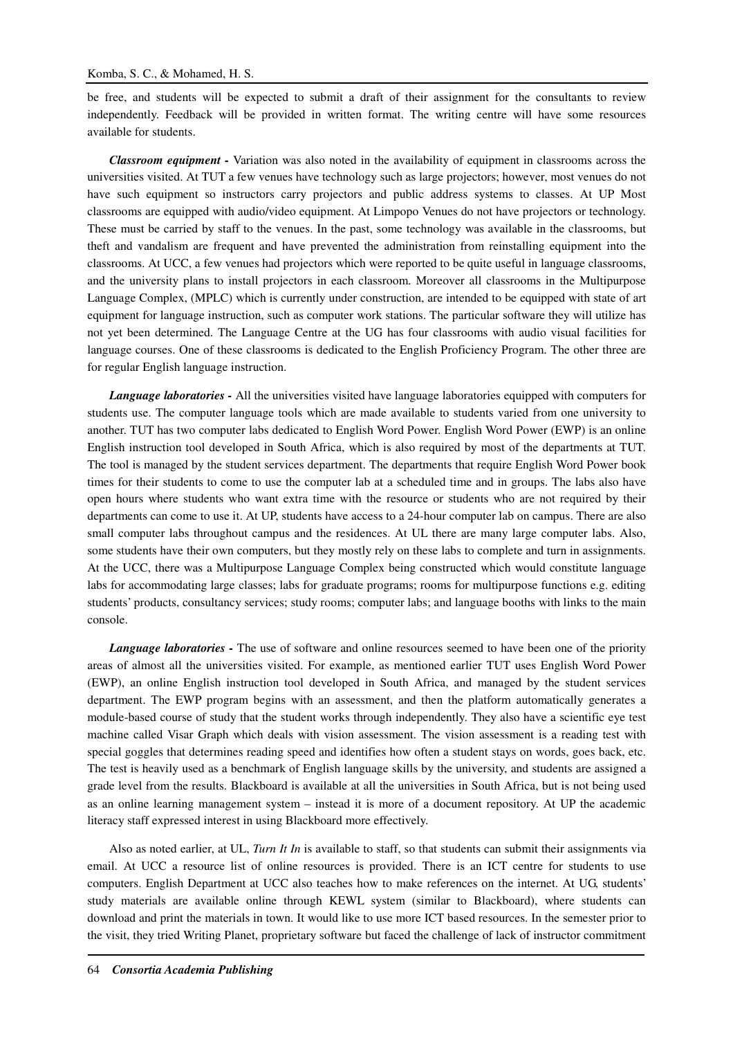be free, and students will be expected to submit a draft of their assignment for the consultants to review independently. Feedback will be provided in written format. The writing centre will have some resources available for students.

***Classroom equipment -*** Variation was also noted in the availability of equipment in classrooms across the universities visited. At TUT a few venues have technology such as large projectors; however, most venues do not have such equipment so instructors carry projectors and public address systems to classes. At UP Most classrooms are equipped with audio/video equipment. At Limpopo Venues do not have projectors or technology. These must be carried by staff to the venues. In the past, some technology was available in the classrooms, but theft and vandalism are frequent and have prevented the administration from reinstalling equipment into the classrooms. At UCC, a few venues had projectors which were reported to be quite useful in language classrooms, and the university plans to install projectors in each classroom. Moreover all classrooms in the Multipurpose Language Complex, (MPLC) which is currently under construction, are intended to be equipped with state of art equipment for language instruction, such as computer work stations. The particular software they will utilize has not yet been determined. The Language Centre at the UG has four classrooms with audio visual facilities for language courses. One of these classrooms is dedicated to the English Proficiency Program. The other three are for regular English language instruction.

***Language laboratories -*** All the universities visited have language laboratories equipped with computers for students use. The computer language tools which are made available to students varied from one university to another. TUT has two computer labs dedicated to English Word Power. English Word Power (EWP) is an online English instruction tool developed in South Africa, which is also required by most of the departments at TUT. The tool is managed by the student services department. The departments that require English Word Power book times for their students to come to use the computer lab at a scheduled time and in groups. The labs also have open hours where students who want extra time with the resource or students who are not required by their departments can come to use it. At UP, students have access to a 24-hour computer lab on campus. There are also small computer labs throughout campus and the residences. At UL there are many large computer labs. Also, some students have their own computers, but they mostly rely on these labs to complete and turn in assignments. At the UCC, there was a Multipurpose Language Complex being constructed which would constitute language labs for accommodating large classes; labs for graduate programs; rooms for multipurpose functions e.g. editing students' products, consultancy services; study rooms; computer labs; and language booths with links to the main console.

***Language laboratories -*** The use of software and online resources seemed to have been one of the priority areas of almost all the universities visited. For example, as mentioned earlier TUT uses English Word Power (EWP), an online English instruction tool developed in South Africa, and managed by the student services department. The EWP program begins with an assessment, and then the platform automatically generates a module-based course of study that the student works through independently. They also have a scientific eye test machine called Visar Graph which deals with vision assessment. The vision assessment is a reading test with special goggles that determines reading speed and identifies how often a student stays on words, goes back, etc. The test is heavily used as a benchmark of English language skills by the university, and students are assigned a grade level from the results. Blackboard is available at all the universities in South Africa, but is not being used as an online learning management system – instead it is more of a document repository. At UP the academic literacy staff expressed interest in using Blackboard more effectively.

Also as noted earlier, at UL, *Turn It In* is available to staff, so that students can submit their assignments via email. At UCC a resource list of online resources is provided. There is an ICT centre for students to use computers. English Department at UCC also teaches how to make references on the internet. At UG, students' study materials are available online through KEWL system (similar to Blackboard), where students can download and print the materials in town. It would like to use more ICT based resources. In the semester prior to the visit, they tried Writing Planet, proprietary software but faced the challenge of lack of instructor commitment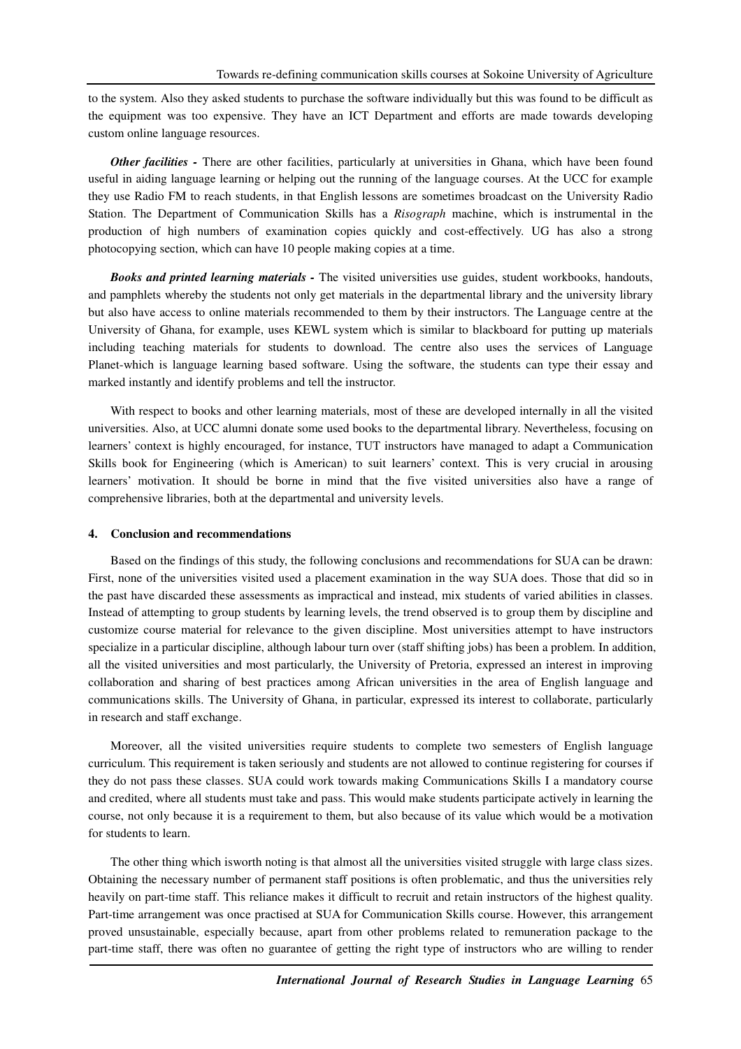to the system. Also they asked students to purchase the software individually but this was found to be difficult as the equipment was too expensive. They have an ICT Department and efforts are made towards developing custom online language resources.

***Other facilities -*** There are other facilities, particularly at universities in Ghana, which have been found useful in aiding language learning or helping out the running of the language courses. At the UCC for example they use Radio FM to reach students, in that English lessons are sometimes broadcast on the University Radio Station. The Department of Communication Skills has a *Risograph* machine, which is instrumental in the production of high numbers of examination copies quickly and cost-effectively. UG has also a strong photocopying section, which can have 10 people making copies at a time.

***Books and printed learning materials -*** The visited universities use guides, student workbooks, handouts, and pamphlets whereby the students not only get materials in the departmental library and the university library but also have access to online materials recommended to them by their instructors. The Language centre at the University of Ghana, for example, uses KEWL system which is similar to blackboard for putting up materials including teaching materials for students to download. The centre also uses the services of Language Planet-which is language learning based software. Using the software, the students can type their essay and marked instantly and identify problems and tell the instructor.

With respect to books and other learning materials, most of these are developed internally in all the visited universities. Also, at UCC alumni donate some used books to the departmental library. Nevertheless, focusing on learners' context is highly encouraged, for instance, TUT instructors have managed to adapt a Communication Skills book for Engineering (which is American) to suit learners' context. This is very crucial in arousing learners' motivation. It should be borne in mind that the five visited universities also have a range of comprehensive libraries, both at the departmental and university levels.

## 4. Conclusion and recommendations

Based on the findings of this study, the following conclusions and recommendations for SUA can be drawn: First, none of the universities visited used a placement examination in the way SUA does. Those that did so in the past have discarded these assessments as impractical and instead, mix students of varied abilities in classes. Instead of attempting to group students by learning levels, the trend observed is to group them by discipline and customize course material for relevance to the given discipline. Most universities attempt to have instructors specialize in a particular discipline, although labour turn over (staff shifting jobs) has been a problem. In addition, all the visited universities and most particularly, the University of Pretoria, expressed an interest in improving collaboration and sharing of best practices among African universities in the area of English language and communications skills. The University of Ghana, in particular, expressed its interest to collaborate, particularly in research and staff exchange.

Moreover, all the visited universities require students to complete two semesters of English language curriculum. This requirement is taken seriously and students are not allowed to continue registering for courses if they do not pass these classes. SUA could work towards making Communications Skills I a mandatory course and credited, where all students must take and pass. This would make students participate actively in learning the course, not only because it is a requirement to them, but also because of its value which would be a motivation for students to learn.

The other thing which isworth noting is that almost all the universities visited struggle with large class sizes. Obtaining the necessary number of permanent staff positions is often problematic, and thus the universities rely heavily on part-time staff. This reliance makes it difficult to recruit and retain instructors of the highest quality. Part-time arrangement was once practised at SUA for Communication Skills course. However, this arrangement proved unsustainable, especially because, apart from other problems related to remuneration package to the part-time staff, there was often no guarantee of getting the right type of instructors who are willing to render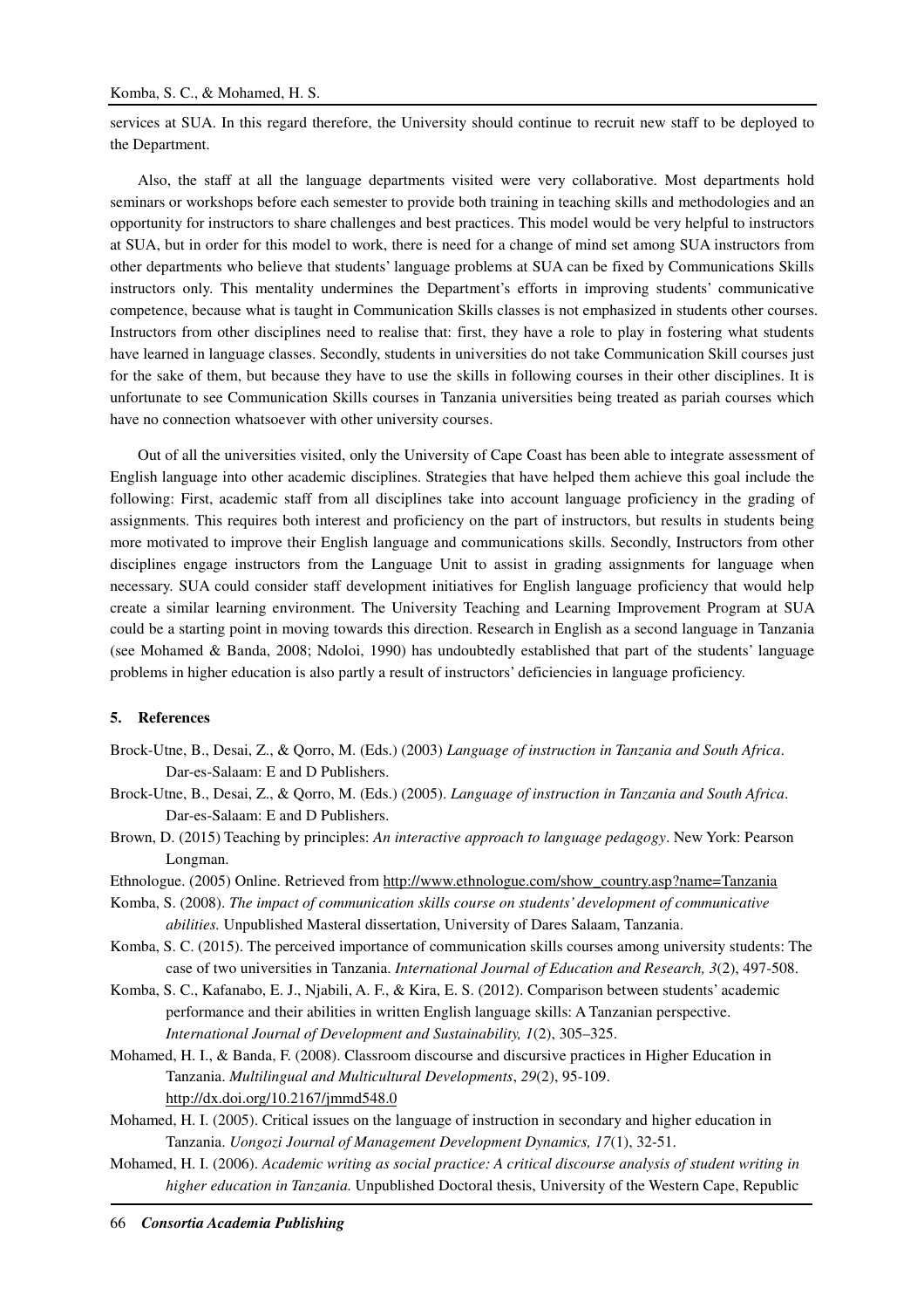services at SUA. In this regard therefore, the University should continue to recruit new staff to be deployed to the Department.

Also, the staff at all the language departments visited were very collaborative. Most departments hold seminars or workshops before each semester to provide both training in teaching skills and methodologies and an opportunity for instructors to share challenges and best practices. This model would be very helpful to instructors at SUA, but in order for this model to work, there is need for a change of mind set among SUA instructors from other departments who believe that students' language problems at SUA can be fixed by Communications Skills instructors only. This mentality undermines the Department's efforts in improving students' communicative competence, because what is taught in Communication Skills classes is not emphasized in students other courses. Instructors from other disciplines need to realise that: first, they have a role to play in fostering what students have learned in language classes. Secondly, students in universities do not take Communication Skill courses just for the sake of them, but because they have to use the skills in following courses in their other disciplines. It is unfortunate to see Communication Skills courses in Tanzania universities being treated as pariah courses which have no connection whatsoever with other university courses.

Out of all the universities visited, only the University of Cape Coast has been able to integrate assessment of English language into other academic disciplines. Strategies that have helped them achieve this goal include the following: First, academic staff from all disciplines take into account language proficiency in the grading of assignments. This requires both interest and proficiency on the part of instructors, but results in students being more motivated to improve their English language and communications skills. Secondly, Instructors from other disciplines engage instructors from the Language Unit to assist in grading assignments for language when necessary. SUA could consider staff development initiatives for English language proficiency that would help create a similar learning environment. The University Teaching and Learning Improvement Program at SUA could be a starting point in moving towards this direction. Research in English as a second language in Tanzania (see Mohamed & Banda, 2008; Ndoloi, 1990) has undoubtedly established that part of the students' language problems in higher education is also partly a result of instructors' deficiencies in language proficiency.

## 5. References

Brock-Utne, B., Desai, Z., & Qorro, M. (Eds.) (2003) *Language of instruction in Tanzania and South Africa*. Dar-es-Salaam: E and D Publishers.

Brock-Utne, B., Desai, Z., & Qorro, M. (Eds.) (2005). *Language of instruction in Tanzania and South Africa*. Dar-es-Salaam: E and D Publishers.

Brown, D. (2015) Teaching by principles: *An interactive approach to language pedagogy*. New York: Pearson Longman.

Ethnologue. (2005) Online. Retrieved from http://www.ethnologue.com/show_country.asp?name=Tanzania

Komba, S. (2008). *The impact of communication skills course on students' development of communicative abilities.* Unpublished Masteral dissertation, University of Dares Salaam, Tanzania.

Komba, S. C. (2015). The perceived importance of communication skills courses among university students: The case of two universities in Tanzania. *International Journal of Education and Research, 3*(2), 497-508.

Komba, S. C., Kafanabo, E. J., Njabili, A. F., & Kira, E. S. (2012). Comparison between students' academic performance and their abilities in written English language skills: A Tanzanian perspective. *International Journal of Development and Sustainability, 1*(2), 305–325.

Mohamed, H. I., & Banda, F. (2008). Classroom discourse and discursive practices in Higher Education in Tanzania. *Multilingual and Multicultural Developments*, *29*(2), 95-109. http://dx.doi.org/10.2167/jmmd548.0

Mohamed, H. I. (2005). Critical issues on the language of instruction in secondary and higher education in Tanzania. *Uongozi Journal of Management Development Dynamics, 17*(1), 32-51.

Mohamed, H. I. (2006). *Academic writing as social practice: A critical discourse analysis of student writing in higher education in Tanzania.* Unpublished Doctoral thesis, University of the Western Cape, Republic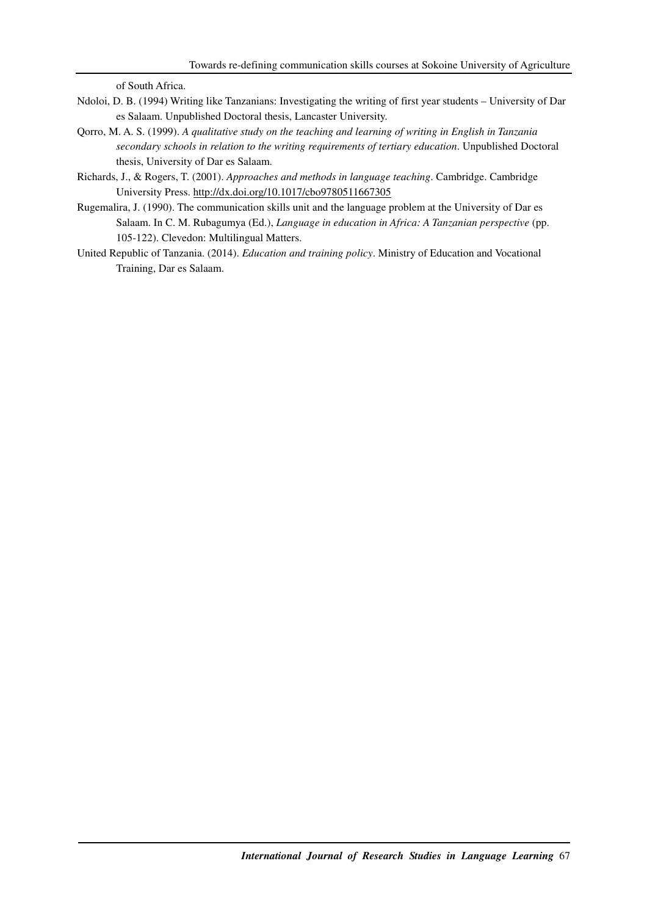of South Africa.

Ndoloi, D. B. (1994) Writing like Tanzanians: Investigating the writing of first year students – University of Dar es Salaam. Unpublished Doctoral thesis, Lancaster University.

Qorro, M. A. S. (1999). *A qualitative study on the teaching and learning of writing in English in Tanzania secondary schools in relation to the writing requirements of tertiary education*. Unpublished Doctoral thesis, University of Dar es Salaam.

Richards, J., & Rogers, T. (2001). *Approaches and methods in language teaching*. Cambridge. Cambridge University Press. http://dx.doi.org/10.1017/cbo9780511667305

Rugemalira, J. (1990). The communication skills unit and the language problem at the University of Dar es Salaam. In C. M. Rubagumya (Ed.), *Language in education in Africa: A Tanzanian perspective* (pp. 105-122). Clevedon: Multilingual Matters.

United Republic of Tanzania. (2014). *Education and training policy*. Ministry of Education and Vocational Training, Dar es Salaam.